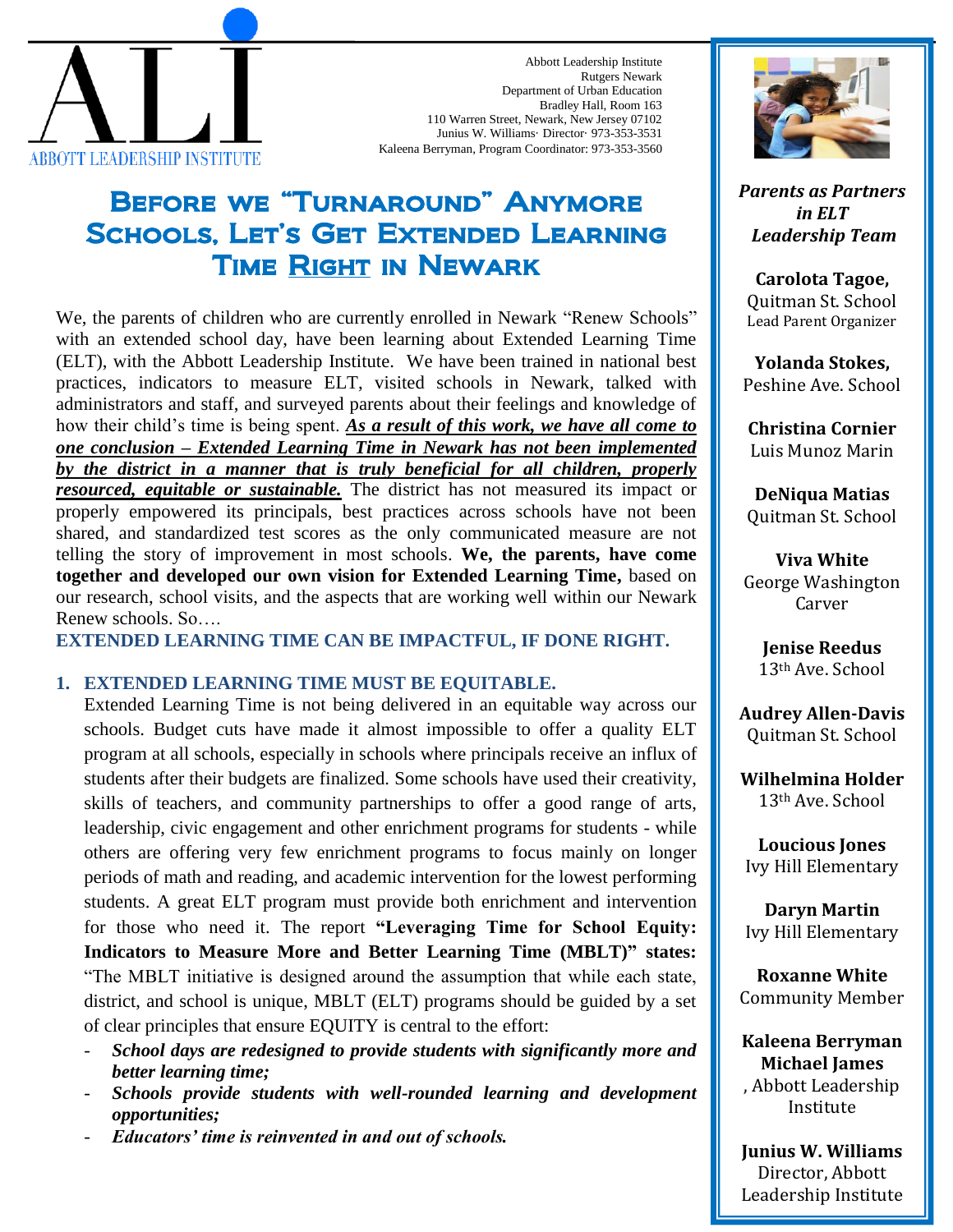ALI
ABBOTT LEADERSHIP INSTITUTE

Abbott Leadership Institute
Rutgers Newark
Department of Urban Education
Bradley Hall, Room 163
110 Warren Street, Newark, New Jersey 07102
Junius W. Williams· Director· 973-353-3531
Kaleena Berryman, Program Coordinator: 973-353-3560

# Before we "Turnaround" Anymore Schools, Let's Get Extended Learning Time Right in Newark

We, the parents of children who are currently enrolled in Newark "Renew Schools" with an extended school day, have been learning about Extended Learning Time (ELT), with the Abbott Leadership Institute. We have been trained in national best practices, indicators to measure ELT, visited schools in Newark, talked with administrators and staff, and surveyed parents about their feelings and knowledge of how their child's time is being spent. ***As a result of this work, we have all come to one conclusion – Extended Learning Time in Newark has not been implemented by the district in a manner that is truly beneficial for all children, properly resourced, equitable or sustainable.*** The district has not measured its impact or properly empowered its principals, best practices across schools have not been shared, and standardized test scores as the only communicated measure are not telling the story of improvement in most schools. **We, the parents, have come together and developed our own vision for Extended Learning Time,** based on our research, school visits, and the aspects that are working well within our Newark Renew schools. So….

**EXTENDED LEARNING TIME CAN BE IMPACTFUL, IF DONE RIGHT.**

1. **EXTENDED LEARNING TIME MUST BE EQUITABLE.**

   Extended Learning Time is not being delivered in an equitable way across our schools. Budget cuts have made it almost impossible to offer a quality ELT program at all schools, especially in schools where principals receive an influx of students after their budgets are finalized. Some schools have used their creativity, skills of teachers, and community partnerships to offer a good range of arts, leadership, civic engagement and other enrichment programs for students - while others are offering very few enrichment programs to focus mainly on longer periods of math and reading, and academic intervention for the lowest performing students. A great ELT program must provide both enrichment and intervention for those who need it. The report **"Leveraging Time for School Equity: Indicators to Measure More and Better Learning Time (MBLT)" states:** "The MBLT initiative is designed around the assumption that while each state, district, and school is unique, MBLT (ELT) programs should be guided by a set of clear principles that ensure EQUITY is central to the effort:

   - ***School days are redesigned to provide students with significantly more and better learning time;***
   - ***Schools provide students with well-rounded learning and development opportunities;***
   - ***Educators' time is reinvented in and out of schools.***

***Parents as Partners in ELT Leadership Team***

**Carolota Tagoe,**
Quitman St. School
Lead Parent Organizer

**Yolanda Stokes,**
Peshine Ave. School

**Christina Cornier**
Luis Munoz Marin

**DeNiqua Matias**
Quitman St. School

**Viva White**
George Washington Carver

**Jenise Reedus**
13th Ave. School

**Audrey Allen-Davis**
Quitman St. School

**Wilhelmina Holder**
13th Ave. School

**Loucious Jones**
Ivy Hill Elementary

**Daryn Martin**
Ivy Hill Elementary

**Roxanne White**
Community Member

**Kaleena Berryman**
**Michael James**
, Abbott Leadership Institute

**Junius W. Williams**
Director, Abbott Leadership Institute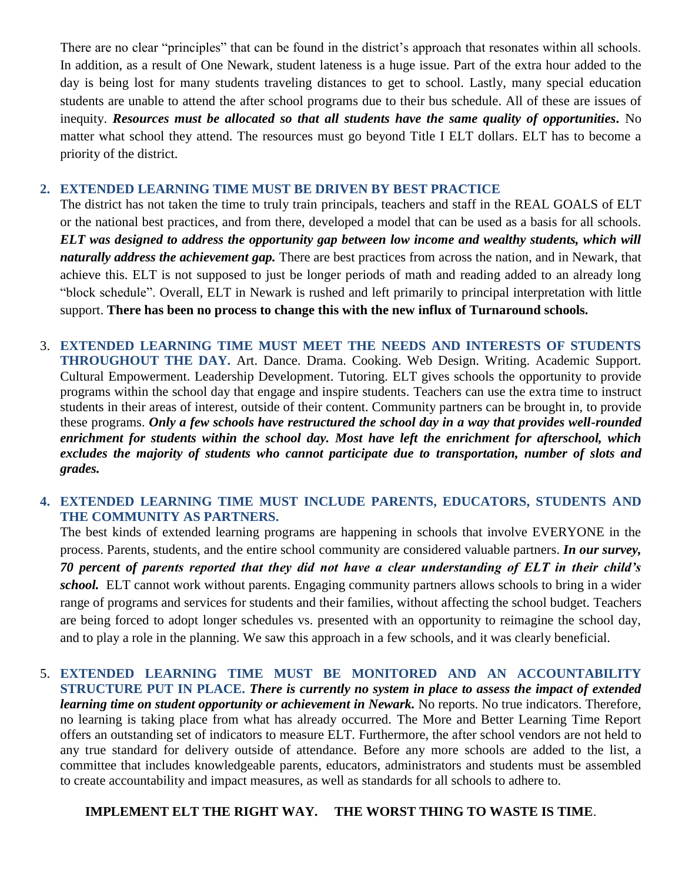There are no clear "principles" that can be found in the district's approach that resonates within all schools. In addition, as a result of One Newark, student lateness is a huge issue. Part of the extra hour added to the day is being lost for many students traveling distances to get to school. Lastly, many special education students are unable to attend the after school programs due to their bus schedule. All of these are issues of inequity. ***Resources must be allocated so that all students have the same quality of opportunities***. No matter what school they attend. The resources must go beyond Title I ELT dollars. ELT has to become a priority of the district.

2. **EXTENDED LEARNING TIME MUST BE DRIVEN BY BEST PRACTICE**

   The district has not taken the time to truly train principals, teachers and staff in the REAL GOALS of ELT or the national best practices, and from there, developed a model that can be used as a basis for all schools. ***ELT was designed to address the opportunity gap between low income and wealthy students, which will naturally address the achievement gap.*** There are best practices from across the nation, and in Newark, that achieve this. ELT is not supposed to just be longer periods of math and reading added to an already long "block schedule". Overall, ELT in Newark is rushed and left primarily to principal interpretation with little support. **There has been no process to change this with the new influx of Turnaround schools.**

3. **EXTENDED LEARNING TIME MUST MEET THE NEEDS AND INTERESTS OF STUDENTS THROUGHOUT THE DAY.** Art. Dance. Drama. Cooking. Web Design. Writing. Academic Support. Cultural Empowerment. Leadership Development. Tutoring. ELT gives schools the opportunity to provide programs within the school day that engage and inspire students. Teachers can use the extra time to instruct students in their areas of interest, outside of their content. Community partners can be brought in, to provide these programs. ***Only a few schools have restructured the school day in a way that provides well-rounded enrichment for students within the school day. Most have left the enrichment for afterschool, which excludes the majority of students who cannot participate due to transportation, number of slots and grades.***

4. **EXTENDED LEARNING TIME MUST INCLUDE PARENTS, EDUCATORS, STUDENTS AND THE COMMUNITY AS PARTNERS.**

   The best kinds of extended learning programs are happening in schools that involve EVERYONE in the process. Parents, students, and the entire school community are considered valuable partners. ***In our survey, 70 percent of parents reported that they did not have a clear understanding of ELT in their child's school.*** ELT cannot work without parents. Engaging community partners allows schools to bring in a wider range of programs and services for students and their families, without affecting the school budget. Teachers are being forced to adopt longer schedules vs. presented with an opportunity to reimagine the school day, and to play a role in the planning. We saw this approach in a few schools, and it was clearly beneficial.

5. **EXTENDED LEARNING TIME MUST BE MONITORED AND AN ACCOUNTABILITY STRUCTURE PUT IN PLACE.** ***There is currently no system in place to assess the impact of extended learning time on student opportunity or achievement in Newark.*** No reports. No true indicators. Therefore, no learning is taking place from what has already occurred. The More and Better Learning Time Report offers an outstanding set of indicators to measure ELT. Furthermore, the after school vendors are not held to any true standard for delivery outside of attendance. Before any more schools are added to the list, a committee that includes knowledgeable parents, educators, administrators and students must be assembled to create accountability and impact measures, as well as standards for all schools to adhere to.

**IMPLEMENT ELT THE RIGHT WAY. THE WORST THING TO WASTE IS TIME**.